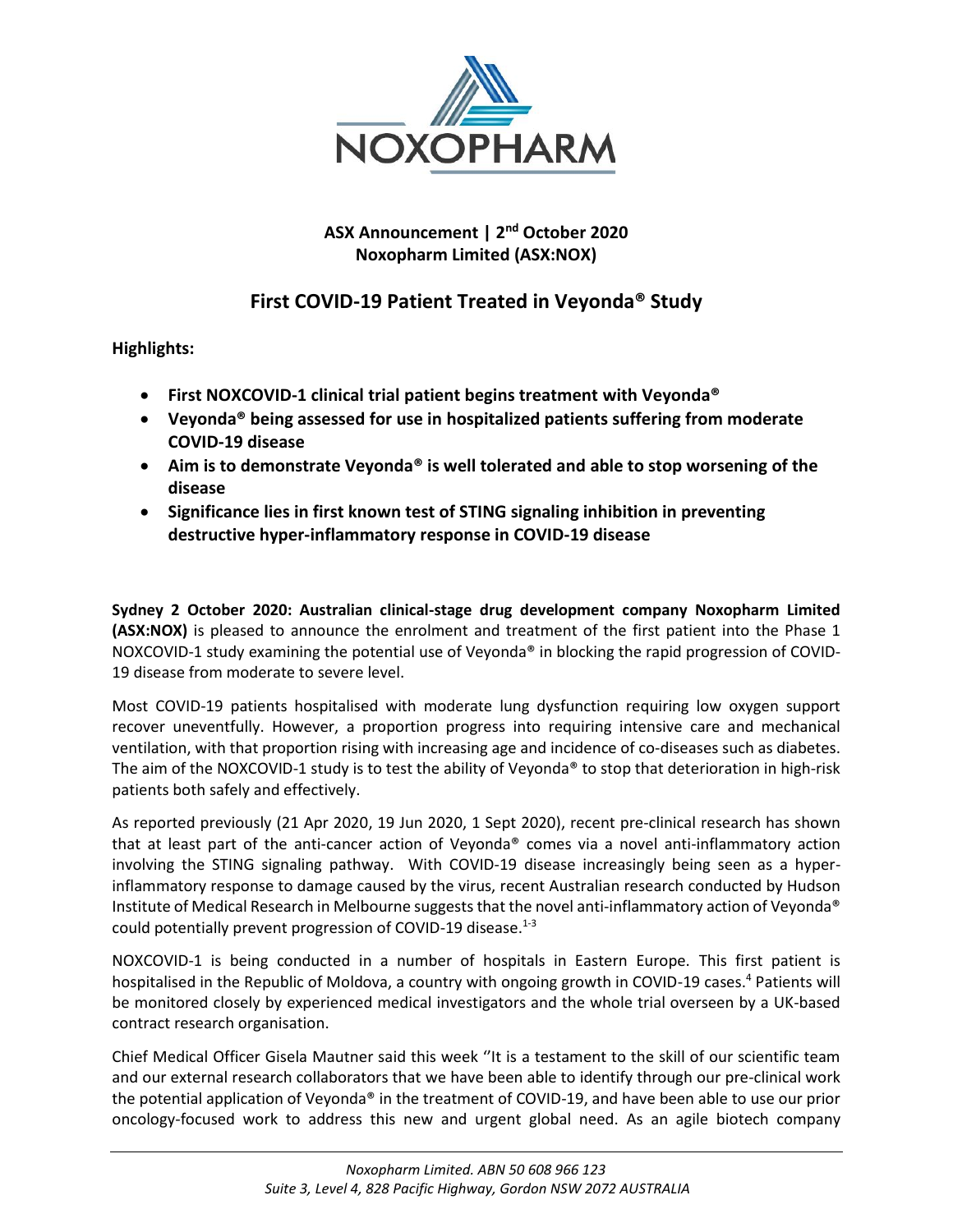**ASX Announcement | 2nd October 2020**
**Noxopharm Limited (ASX:NOX)**

# First COVID-19 Patient Treated in Veyonda® Study

**Highlights:**

- **First NOXCOVID-1 clinical trial patient begins treatment with Veyonda®**
- **Veyonda® being assessed for use in hospitalized patients suffering from moderate COVID-19 disease**
- **Aim is to demonstrate Veyonda® is well tolerated and able to stop worsening of the disease**
- **Significance lies in first known test of STING signaling inhibition in preventing destructive hyper-inflammatory response in COVID-19 disease**

**Sydney 2 October 2020: Australian clinical-stage drug development company Noxopharm Limited (ASX:NOX)** is pleased to announce the enrolment and treatment of the first patient into the Phase 1 NOXCOVID-1 study examining the potential use of Veyonda® in blocking the rapid progression of COVID-19 disease from moderate to severe level.

Most COVID-19 patients hospitalised with moderate lung dysfunction requiring low oxygen support recover uneventfully. However, a proportion progress into requiring intensive care and mechanical ventilation, with that proportion rising with increasing age and incidence of co-diseases such as diabetes. The aim of the NOXCOVID-1 study is to test the ability of Veyonda® to stop that deterioration in high-risk patients both safely and effectively.

As reported previously (21 Apr 2020, 19 Jun 2020, 1 Sept 2020), recent pre-clinical research has shown that at least part of the anti-cancer action of Veyonda® comes via a novel anti-inflammatory action involving the STING signaling pathway. With COVID-19 disease increasingly being seen as a hyper-inflammatory response to damage caused by the virus, recent Australian research conducted by Hudson Institute of Medical Research in Melbourne suggests that the novel anti-inflammatory action of Veyonda® could potentially prevent progression of COVID-19 disease.[1-3]

NOXCOVID-1 is being conducted in a number of hospitals in Eastern Europe. This first patient is hospitalised in the Republic of Moldova, a country with ongoing growth in COVID-19 cases.[4] Patients will be monitored closely by experienced medical investigators and the whole trial overseen by a UK-based contract research organisation.

Chief Medical Officer Gisela Mautner said this week ''It is a testament to the skill of our scientific team and our external research collaborators that we have been able to identify through our pre-clinical work the potential application of Veyonda® in the treatment of COVID-19, and have been able to use our prior oncology-focused work to address this new and urgent global need. As an agile biotech company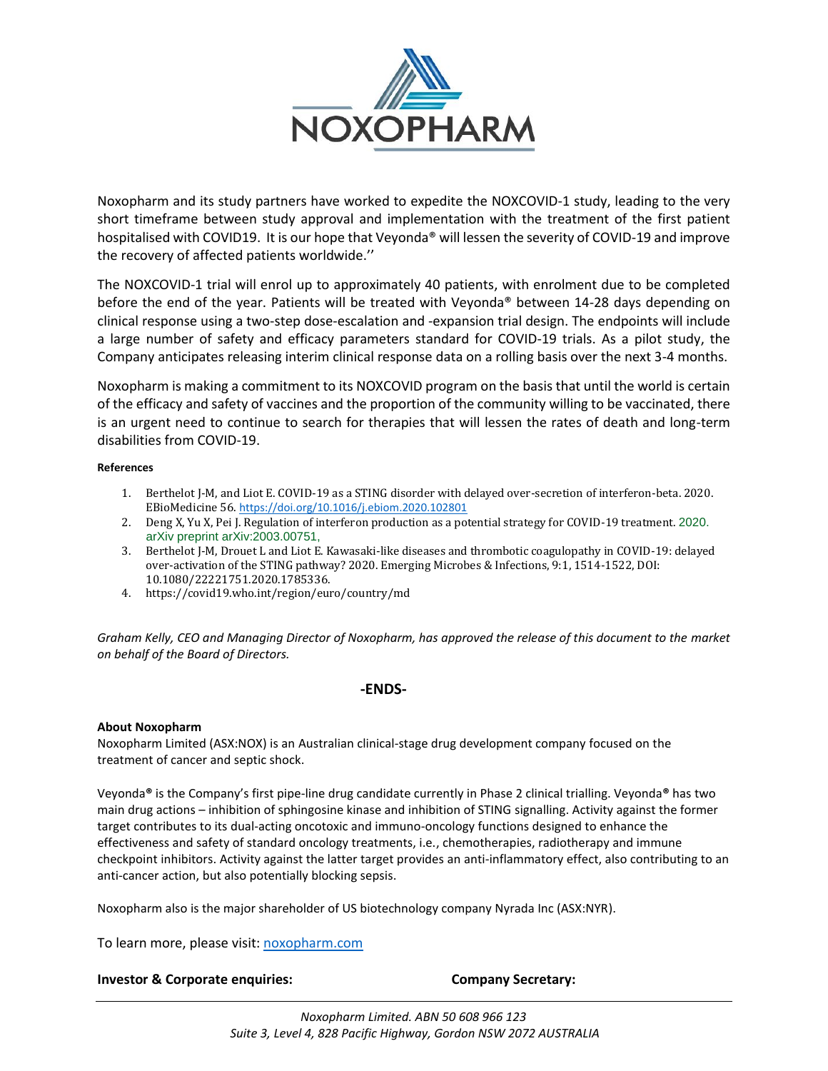Noxopharm and its study partners have worked to expedite the NOXCOVID-1 study, leading to the very short timeframe between study approval and implementation with the treatment of the first patient hospitalised with COVID19. It is our hope that Veyonda® will lessen the severity of COVID-19 and improve the recovery of affected patients worldwide.''

The NOXCOVID-1 trial will enrol up to approximately 40 patients, with enrolment due to be completed before the end of the year. Patients will be treated with Veyonda® between 14-28 days depending on clinical response using a two-step dose-escalation and -expansion trial design. The endpoints will include a large number of safety and efficacy parameters standard for COVID-19 trials. As a pilot study, the Company anticipates releasing interim clinical response data on a rolling basis over the next 3-4 months.

Noxopharm is making a commitment to its NOXCOVID program on the basis that until the world is certain of the efficacy and safety of vaccines and the proportion of the community willing to be vaccinated, there is an urgent need to continue to search for therapies that will lessen the rates of death and long-term disabilities from COVID-19.

**References**

1. Berthelot J-M, and Liot E. COVID-19 as a STING disorder with delayed over-secretion of interferon-beta. 2020. EBioMedicine 56. https://doi.org/10.1016/j.ebiom.2020.102801
2. Deng X, Yu X, Pei J. Regulation of interferon production as a potential strategy for COVID-19 treatment. 2020. arXiv preprint arXiv:2003.00751,
3. Berthelot J-M, Drouet L and Liot E. Kawasaki-like diseases and thrombotic coagulopathy in COVID-19: delayed over-activation of the STING pathway? 2020. Emerging Microbes & Infections, 9:1, 1514-1522, DOI: 10.1080/22221751.2020.1785336.
4. https://covid19.who.int/region/euro/country/md

*Graham Kelly, CEO and Managing Director of Noxopharm, has approved the release of this document to the market on behalf of the Board of Directors.*

**-ENDS-**

**About Noxopharm**

Noxopharm Limited (ASX:NOX) is an Australian clinical-stage drug development company focused on the treatment of cancer and septic shock.

Veyonda® is the Company's first pipe-line drug candidate currently in Phase 2 clinical trialling. Veyonda® has two main drug actions – inhibition of sphingosine kinase and inhibition of STING signalling. Activity against the former target contributes to its dual-acting oncotoxic and immuno-oncology functions designed to enhance the effectiveness and safety of standard oncology treatments, i.e., chemotherapies, radiotherapy and immune checkpoint inhibitors. Activity against the latter target provides an anti-inflammatory effect, also contributing to an anti-cancer action, but also potentially blocking sepsis.

Noxopharm also is the major shareholder of US biotechnology company Nyrada Inc (ASX:NYR).

To learn more, please visit: noxopharm.com

**Investor & Corporate enquiries:** **Company Secretary:**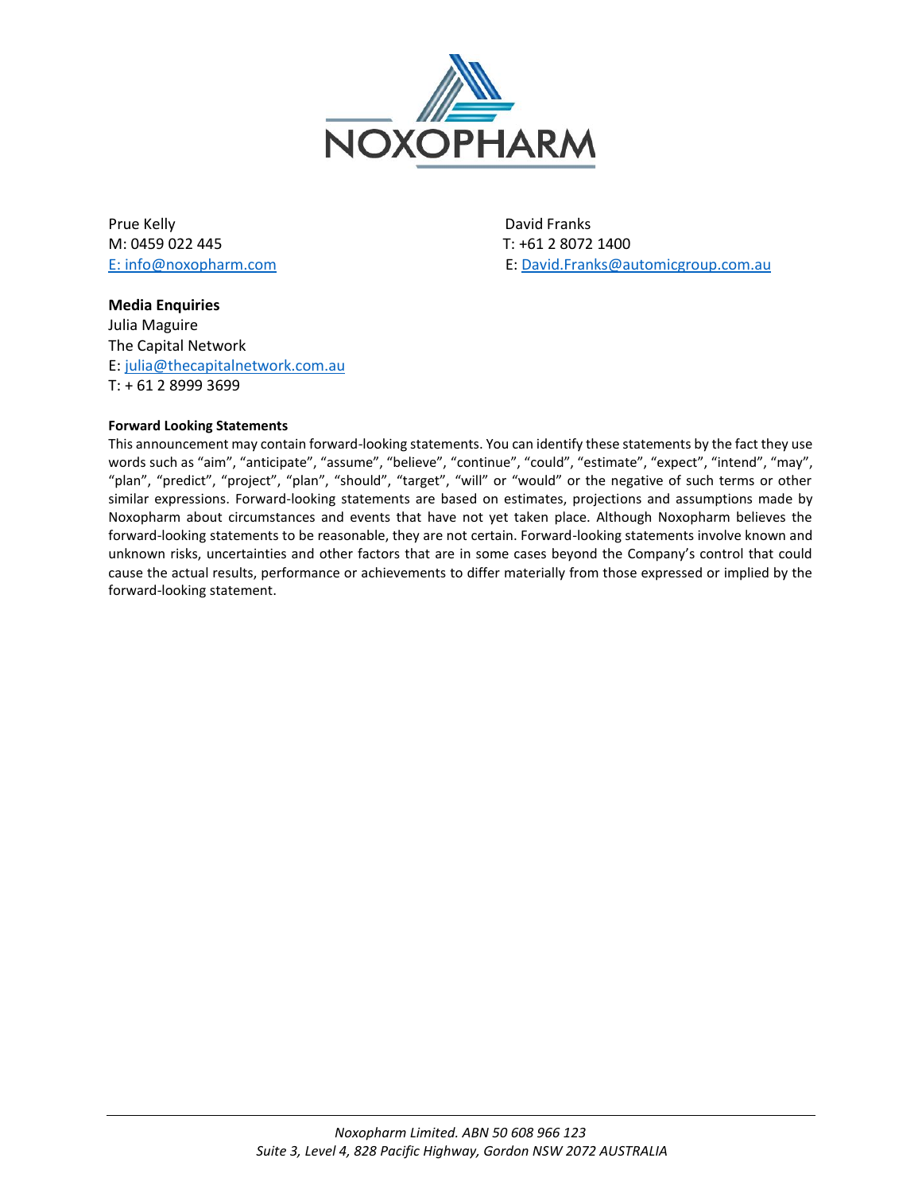Prue Kelly
M: 0459 022 445
E: info@noxopharm.com

David Franks
T: +61 2 8072 1400
E: David.Franks@automicgroup.com.au

**Media Enquiries**
Julia Maguire
The Capital Network
E: julia@thecapitalnetwork.com.au
T: + 61 2 8999 3699

**Forward Looking Statements**

This announcement may contain forward-looking statements. You can identify these statements by the fact they use words such as "aim", "anticipate", "assume", "believe", "continue", "could", "estimate", "expect", "intend", "may", "plan", "predict", "project", "plan", "should", "target", "will" or "would" or the negative of such terms or other similar expressions. Forward-looking statements are based on estimates, projections and assumptions made by Noxopharm about circumstances and events that have not yet taken place. Although Noxopharm believes the forward-looking statements to be reasonable, they are not certain. Forward-looking statements involve known and unknown risks, uncertainties and other factors that are in some cases beyond the Company's control that could cause the actual results, performance or achievements to differ materially from those expressed or implied by the forward-looking statement.

*Noxopharm Limited. ABN 50 608 966 123*
*Suite 3, Level 4, 828 Pacific Highway, Gordon NSW 2072 AUSTRALIA*